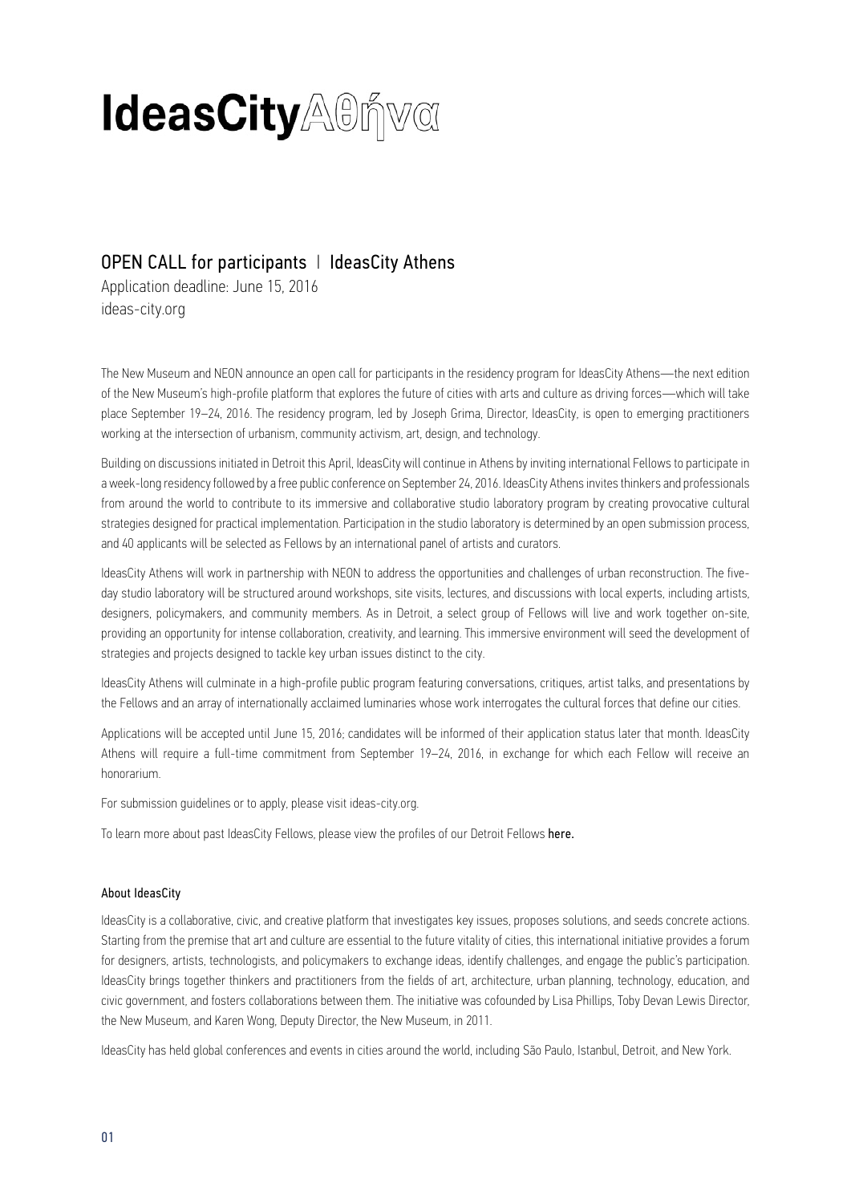# IdeasCity Αθήνα

## OPEN CALL for participants | IdeasCity Athens

Application deadline: June 15, 2016
ideas-city.org

The New Museum and NEON announce an open call for participants in the residency program for IdeasCity Athens—the next edition of the New Museum's high-profile platform that explores the future of cities with arts and culture as driving forces—which will take place September 19–24, 2016. The residency program, led by Joseph Grima, Director, IdeasCity, is open to emerging practitioners working at the intersection of urbanism, community activism, art, design, and technology.

Building on discussions initiated in Detroit this April, IdeasCity will continue in Athens by inviting international Fellows to participate in a week-long residency followed by a free public conference on September 24, 2016. IdeasCity Athens invites thinkers and professionals from around the world to contribute to its immersive and collaborative studio laboratory program by creating provocative cultural strategies designed for practical implementation. Participation in the studio laboratory is determined by an open submission process, and 40 applicants will be selected as Fellows by an international panel of artists and curators.

IdeasCity Athens will work in partnership with NEON to address the opportunities and challenges of urban reconstruction. The five-day studio laboratory will be structured around workshops, site visits, lectures, and discussions with local experts, including artists, designers, policymakers, and community members. As in Detroit, a select group of Fellows will live and work together on-site, providing an opportunity for intense collaboration, creativity, and learning. This immersive environment will seed the development of strategies and projects designed to tackle key urban issues distinct to the city.

IdeasCity Athens will culminate in a high-profile public program featuring conversations, critiques, artist talks, and presentations by the Fellows and an array of internationally acclaimed luminaries whose work interrogates the cultural forces that define our cities.

Applications will be accepted until June 15, 2016; candidates will be informed of their application status later that month. IdeasCity Athens will require a full-time commitment from September 19–24, 2016, in exchange for which each Fellow will receive an honorarium.

For submission guidelines or to apply, please visit ideas-city.org.

To learn more about past IdeasCity Fellows, please view the profiles of our Detroit Fellows **here.**

#### About IdeasCity

IdeasCity is a collaborative, civic, and creative platform that investigates key issues, proposes solutions, and seeds concrete actions. Starting from the premise that art and culture are essential to the future vitality of cities, this international initiative provides a forum for designers, artists, technologists, and policymakers to exchange ideas, identify challenges, and engage the public's participation. IdeasCity brings together thinkers and practitioners from the fields of art, architecture, urban planning, technology, education, and civic government, and fosters collaborations between them. The initiative was cofounded by Lisa Phillips, Toby Devan Lewis Director, the New Museum, and Karen Wong, Deputy Director, the New Museum, in 2011.

IdeasCity has held global conferences and events in cities around the world, including São Paulo, Istanbul, Detroit, and New York.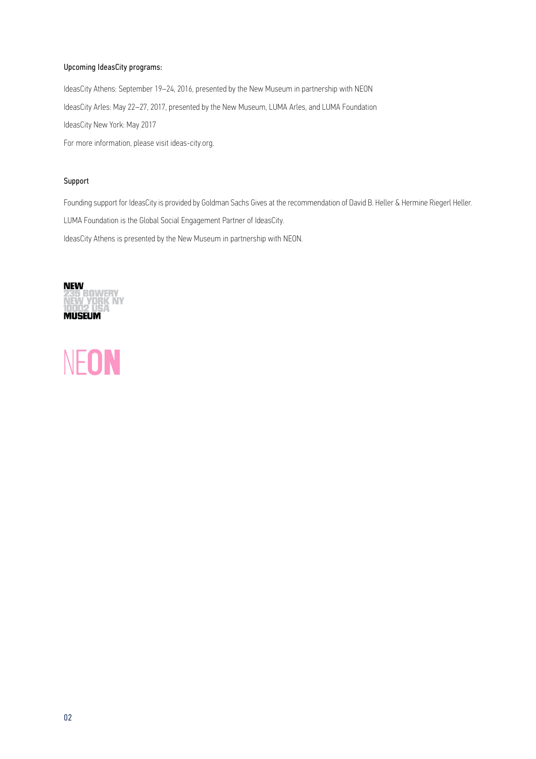### Upcoming IdeasCity programs:

IdeasCity Athens: September 19–24, 2016, presented by the New Museum in partnership with NEON

IdeasCity Arles: May 22–27, 2017, presented by the New Museum, LUMA Arles, and LUMA Foundation

IdeasCity New York: May 2017

For more information, please visit ideas-city.org.

### Support

Founding support for IdeasCity is provided by Goldman Sachs Gives at the recommendation of David B. Heller & Hermine Riegerl Heller.

LUMA Foundation is the Global Social Engagement Partner of IdeasCity.

IdeasCity Athens is presented by the New Museum in partnership with NEON.

NEW
235 BOWERY
NEW YORK NY
10002 USA
MUSEUM

NEON